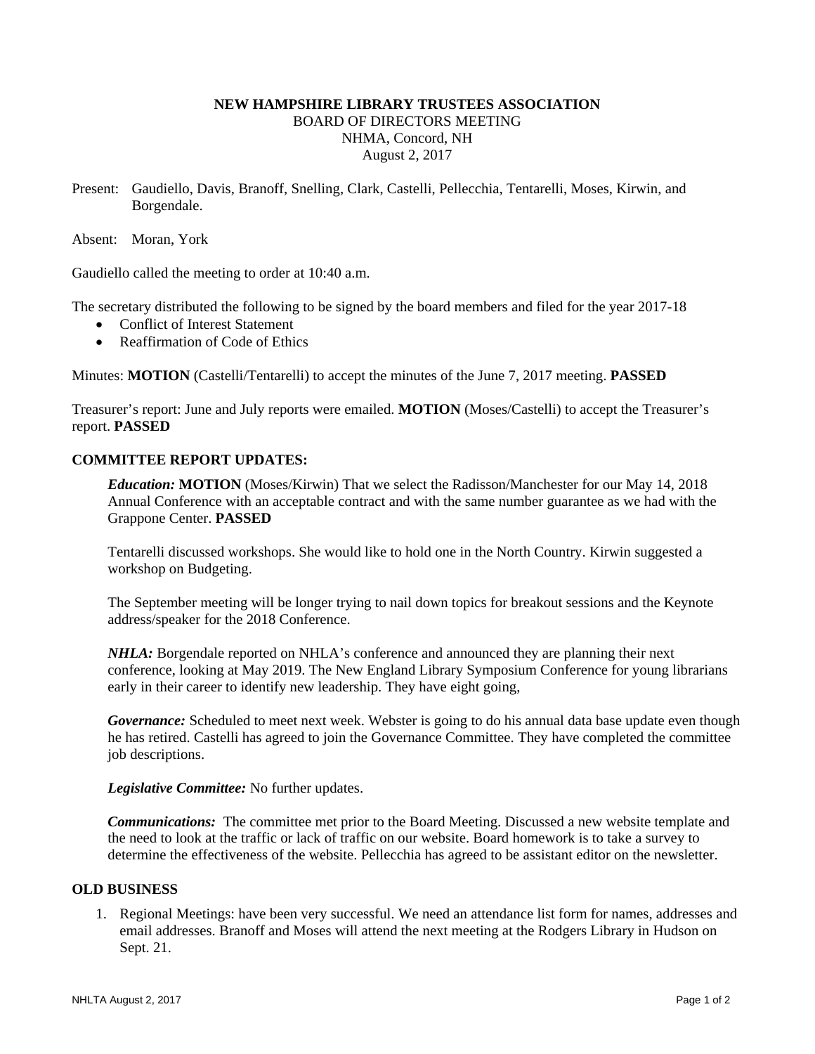# NEW HAMPSHIRE LIBRARY TRUSTEES ASSOCIATION

BOARD OF DIRECTORS MEETING
NHMA, Concord, NH
August 2, 2017

Present: Gaudiello, Davis, Branoff, Snelling, Clark, Castelli, Pellecchia, Tentarelli, Moses, Kirwin, and Borgendale.

Absent: Moran, York

Gaudiello called the meeting to order at 10:40 a.m.

The secretary distributed the following to be signed by the board members and filed for the year 2017-18

- Conflict of Interest Statement
- Reaffirmation of Code of Ethics

Minutes: **MOTION** (Castelli/Tentarelli) to accept the minutes of the June 7, 2017 meeting. **PASSED**

Treasurer's report: June and July reports were emailed. **MOTION** (Moses/Castelli) to accept the Treasurer's report. **PASSED**

## COMMITTEE REPORT UPDATES:

***Education:*** **MOTION** (Moses/Kirwin) That we select the Radisson/Manchester for our May 14, 2018 Annual Conference with an acceptable contract and with the same number guarantee as we had with the Grappone Center. **PASSED**

Tentarelli discussed workshops. She would like to hold one in the North Country. Kirwin suggested a workshop on Budgeting.

The September meeting will be longer trying to nail down topics for breakout sessions and the Keynote address/speaker for the 2018 Conference.

***NHLA:*** Borgendale reported on NHLA's conference and announced they are planning their next conference, looking at May 2019. The New England Library Symposium Conference for young librarians early in their career to identify new leadership. They have eight going,

***Governance:*** Scheduled to meet next week. Webster is going to do his annual data base update even though he has retired. Castelli has agreed to join the Governance Committee. They have completed the committee job descriptions.

***Legislative Committee:*** No further updates.

***Communications:*** The committee met prior to the Board Meeting. Discussed a new website template and the need to look at the traffic or lack of traffic on our website. Board homework is to take a survey to determine the effectiveness of the website. Pellecchia has agreed to be assistant editor on the newsletter.

## OLD BUSINESS

1. Regional Meetings: have been very successful. We need an attendance list form for names, addresses and email addresses. Branoff and Moses will attend the next meeting at the Rodgers Library in Hudson on Sept. 21.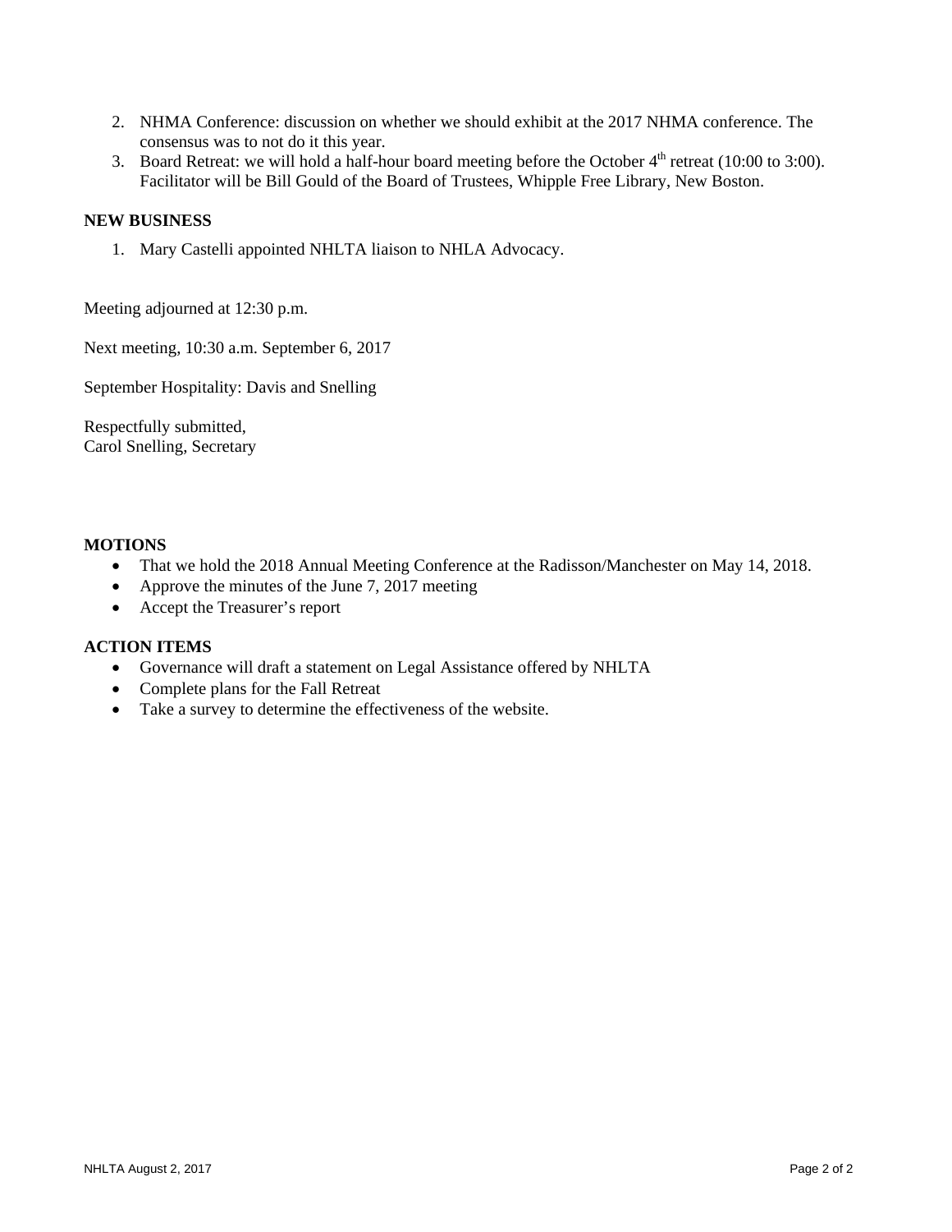2. NHMA Conference: discussion on whether we should exhibit at the 2017 NHMA conference. The consensus was to not do it this year.
3. Board Retreat: we will hold a half-hour board meeting before the October 4th retreat (10:00 to 3:00). Facilitator will be Bill Gould of the Board of Trustees, Whipple Free Library, New Boston.

**NEW BUSINESS**

1. Mary Castelli appointed NHLTA liaison to NHLA Advocacy.

Meeting adjourned at 12:30 p.m.

Next meeting, 10:30 a.m. September 6, 2017

September Hospitality: Davis and Snelling

Respectfully submitted,
Carol Snelling, Secretary

**MOTIONS**

- That we hold the 2018 Annual Meeting Conference at the Radisson/Manchester on May 14, 2018.
- Approve the minutes of the June 7, 2017 meeting
- Accept the Treasurer's report

**ACTION ITEMS**

- Governance will draft a statement on Legal Assistance offered by NHLTA
- Complete plans for the Fall Retreat
- Take a survey to determine the effectiveness of the website.